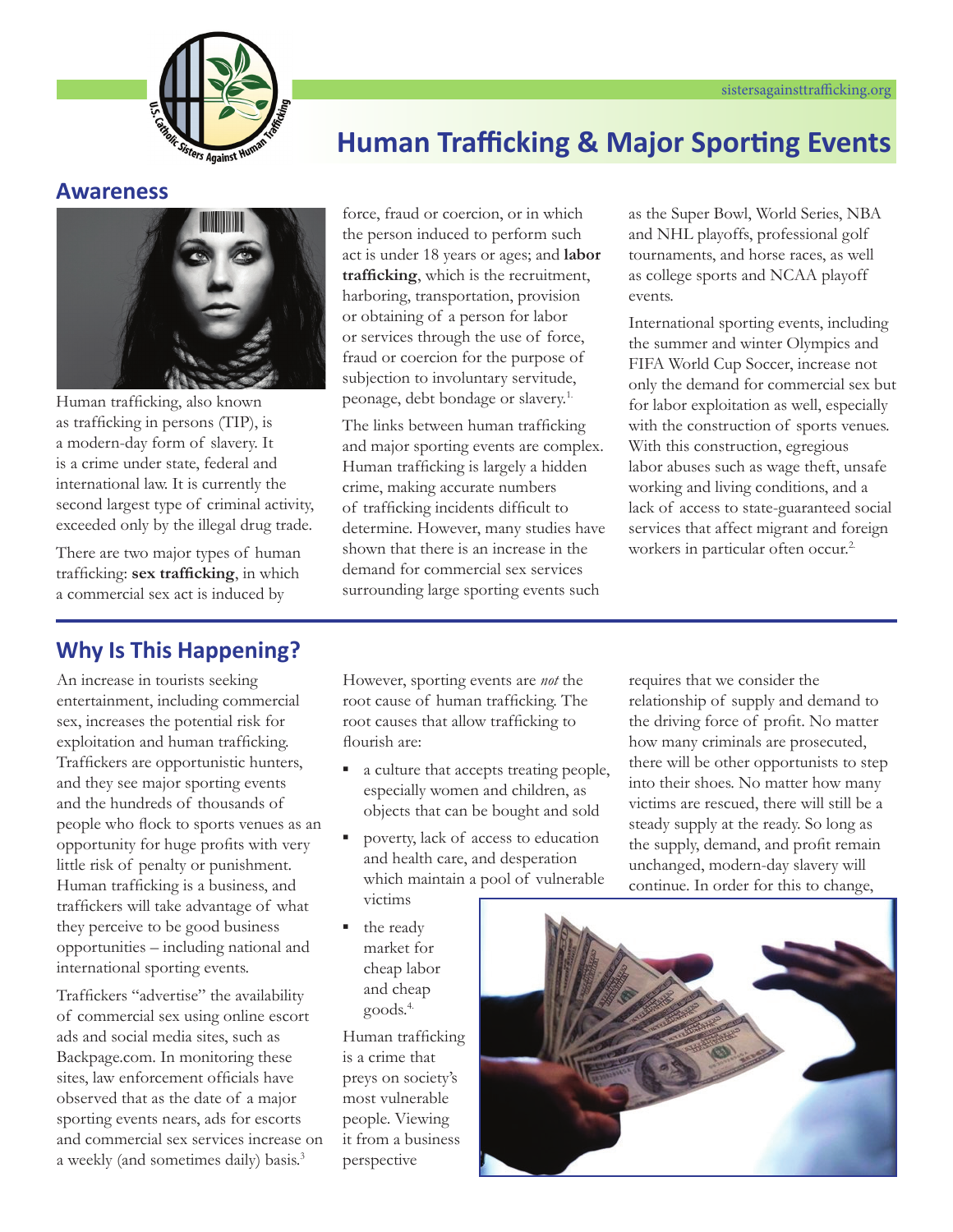# Human Trafficking & Major Sporting Events

## Awareness

Human trafficking, also known as trafficking in persons (TIP), is a modern-day form of slavery. It is a crime under state, federal and international law. It is currently the second largest type of criminal activity, exceeded only by the illegal drug trade.

There are two major types of human trafficking: **sex trafficking**, in which a commercial sex act is induced by force, fraud or coercion, or in which the person induced to perform such act is under 18 years or ages; and **labor trafficking**, which is the recruitment, harboring, transportation, provision or obtaining of a person for labor or services through the use of force, fraud or coercion for the purpose of subjection to involuntary servitude, peonage, debt bondage or slavery.[1.]

The links between human trafficking and major sporting events are complex. Human trafficking is largely a hidden crime, making accurate numbers of trafficking incidents difficult to determine. However, many studies have shown that there is an increase in the demand for commercial sex services surrounding large sporting events such as the Super Bowl, World Series, NBA and NHL playoffs, professional golf tournaments, and horse races, as well as college sports and NCAA playoff events.

International sporting events, including the summer and winter Olympics and FIFA World Cup Soccer, increase not only the demand for commercial sex but for labor exploitation as well, especially with the construction of sports venues. With this construction, egregious labor abuses such as wage theft, unsafe working and living conditions, and a lack of access to state-guaranteed social services that affect migrant and foreign workers in particular often occur.[2.]

## Why Is This Happening?

An increase in tourists seeking entertainment, including commercial sex, increases the potential risk for exploitation and human trafficking. Traffickers are opportunistic hunters, and they see major sporting events and the hundreds of thousands of people who flock to sports venues as an opportunity for huge profits with very little risk of penalty or punishment. Human trafficking is a business, and traffickers will take advantage of what they perceive to be good business opportunities – including national and international sporting events.

Traffickers "advertise" the availability of commercial sex using online escort ads and social media sites, such as Backpage.com. In monitoring these sites, law enforcement officials have observed that as the date of a major sporting events nears, ads for escorts and commercial sex services increase on a weekly (and sometimes daily) basis.[3]

However, sporting events are *not* the root cause of human trafficking. The root causes that allow trafficking to flourish are:

- a culture that accepts treating people, especially women and children, as objects that can be bought and sold
- poverty, lack of access to education and health care, and desperation which maintain a pool of vulnerable victims
- the ready market for cheap labor and cheap goods.[4.]

Human trafficking is a crime that preys on society's most vulnerable people. Viewing it from a business perspective requires that we consider the relationship of supply and demand to the driving force of profit. No matter how many criminals are prosecuted, there will be other opportunists to step into their shoes. No matter how many victims are rescued, there will still be a steady supply at the ready. So long as the supply, demand, and profit remain unchanged, modern-day slavery will continue. In order for this to change,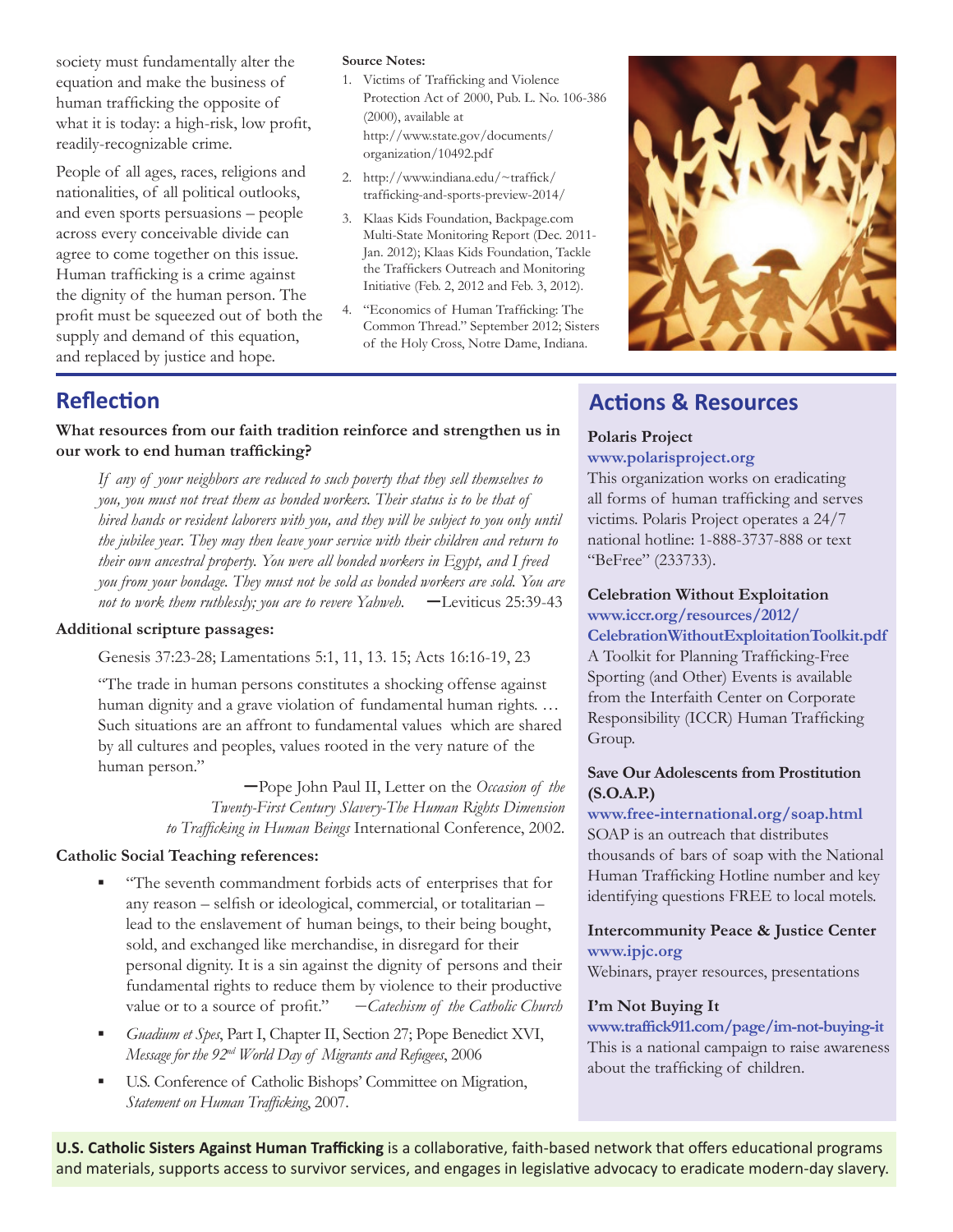society must fundamentally alter the equation and make the business of human trafficking the opposite of what it is today: a high-risk, low profit, readily-recognizable crime.

People of all ages, races, religions and nationalities, of all political outlooks, and even sports persuasions – people across every conceivable divide can agree to come together on this issue. Human trafficking is a crime against the dignity of the human person. The profit must be squeezed out of both the supply and demand of this equation, and replaced by justice and hope.

**Source Notes:**

1. Victims of Trafficking and Violence Protection Act of 2000, Pub. L. No. 106-386 (2000), available at http://www.state.gov/documents/organization/10492.pdf
2. http://www.indiana.edu/~traffick/trafficking-and-sports-preview-2014/
3. Klaas Kids Foundation, Backpage.com Multi-State Monitoring Report (Dec. 2011-Jan. 2012); Klaas Kids Foundation, Tackle the Traffickers Outreach and Monitoring Initiative (Feb. 2, 2012 and Feb. 3, 2012).
4. "Economics of Human Trafficking: The Common Thread." September 2012; Sisters of the Holy Cross, Notre Dame, Indiana.

## Reflection

**What resources from our faith tradition reinforce and strengthen us in our work to end human trafficking?**

*If any of your neighbors are reduced to such poverty that they sell themselves to you, you must not treat them as bonded workers. Their status is to be that of hired hands or resident laborers with you, and they will be subject to you only until the jubilee year. They may then leave your service with their children and return to their own ancestral property. You were all bonded workers in Egypt, and I freed you from your bondage. They must not be sold as bonded workers are sold. You are not to work them ruthlessly; you are to revere Yahweh.* —Leviticus 25:39-43

**Additional scripture passages:**

Genesis 37:23-28; Lamentations 5:1, 11, 13. 15; Acts 16:16-19, 23

"The trade in human persons constitutes a shocking offense against human dignity and a grave violation of fundamental human rights. … Such situations are an affront to fundamental values which are shared by all cultures and peoples, values rooted in the very nature of the human person."

—Pope John Paul II, Letter on the *Occasion of the Twenty-First Century Slavery-The Human Rights Dimension to Trafficking in Human Beings* International Conference, 2002.

**Catholic Social Teaching references:**

- "The seventh commandment forbids acts of enterprises that for any reason – selfish or ideological, commercial, or totalitarian – lead to the enslavement of human beings, to their being bought, sold, and exchanged like merchandise, in disregard for their personal dignity. It is a sin against the dignity of persons and their fundamental rights to reduce them by violence to their productive value or to a source of profit." —*Catechism of the Catholic Church*
- *Guadium et Spes*, Part I, Chapter II, Section 27; Pope Benedict XVI, *Message for the 92nd World Day of Migrants and Refugees*, 2006
- U.S. Conference of Catholic Bishops' Committee on Migration, *Statement on Human Trafficking*, 2007.

## Actions & Resources

**Polaris Project**
**www.polarisproject.org**
This organization works on eradicating all forms of human trafficking and serves victims. Polaris Project operates a 24/7 national hotline: 1-888-3737-888 or text "BeFree" (233733).

**Celebration Without Exploitation**
**www.iccr.org/resources/2012/CelebrationWithoutExploitationToolkit.pdf**
A Toolkit for Planning Trafficking-Free Sporting (and Other) Events is available from the Interfaith Center on Corporate Responsibility (ICCR) Human Trafficking Group.

**Save Our Adolescents from Prostitution (S.O.A.P.)**
**www.free-international.org/soap.html**
SOAP is an outreach that distributes thousands of bars of soap with the National Human Trafficking Hotline number and key identifying questions FREE to local motels.

**Intercommunity Peace & Justice Center**
**www.ipjc.org**
Webinars, prayer resources, presentations

**I'm Not Buying It**
**www.traffick911.com/page/im-not-buying-it**
This is a national campaign to raise awareness about the trafficking of children.

**U.S. Catholic Sisters Against Human Trafficking** is a collaborative, faith-based network that offers educational programs and materials, supports access to survivor services, and engages in legislative advocacy to eradicate modern-day slavery.